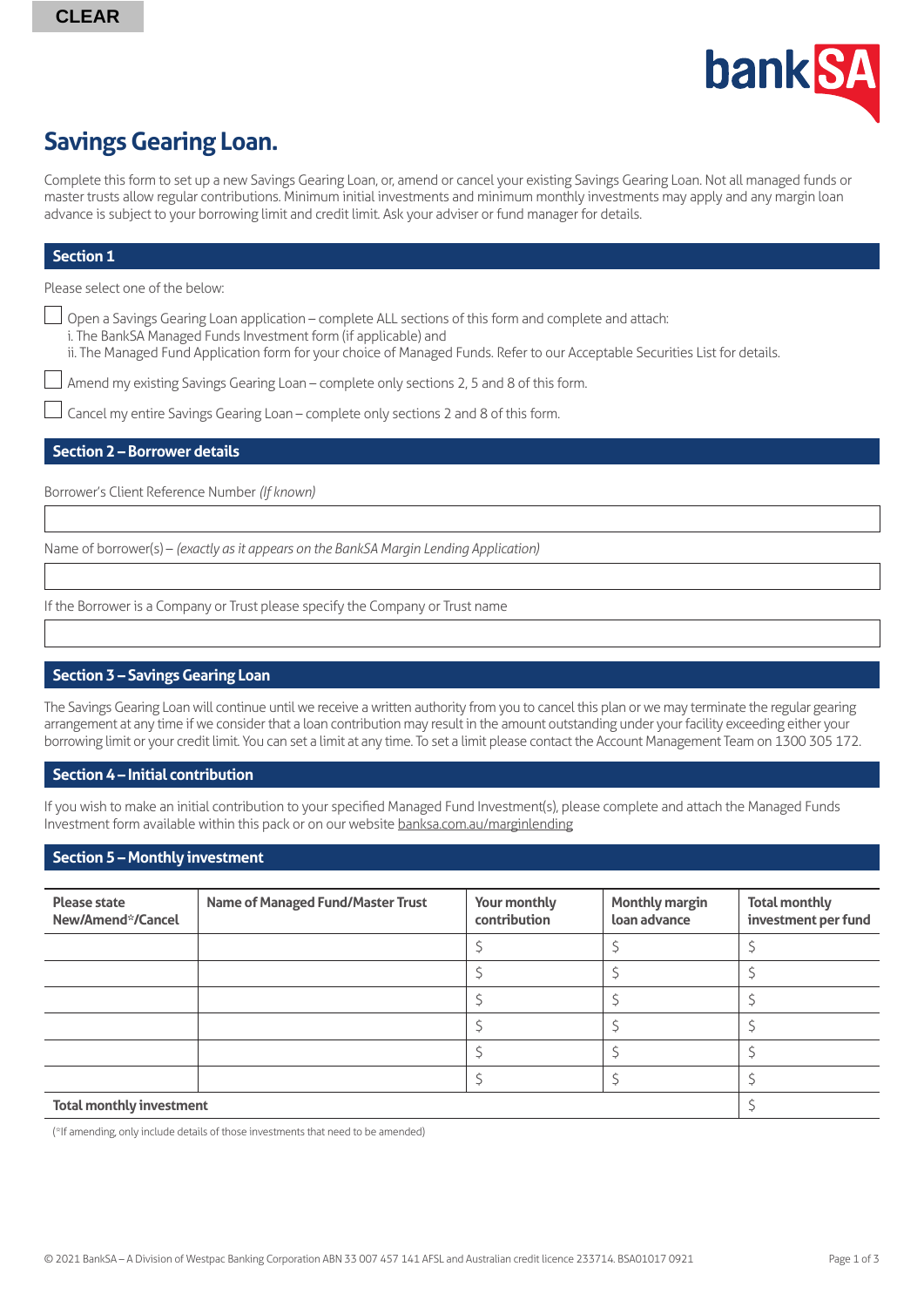CLEAR

# Savings Gearing Loan.

Complete this form to set up a new Savings Gearing Loan, or, amend or cancel your existing Savings Gearing Loan. Not all managed funds or master trusts allow regular contributions. Minimum initial investments and minimum monthly investments may apply and any margin loan advance is subject to your borrowing limit and credit limit. Ask your adviser or fund manager for details.

## Section 1

Please select one of the below:

- ☐ Open a Savings Gearing Loan application – complete ALL sections of this form and complete and attach:
  i. The BankSA Managed Funds Investment form (if applicable) and
  ii. The Managed Fund Application form for your choice of Managed Funds. Refer to our Acceptable Securities List for details.
- ☐ Amend my existing Savings Gearing Loan – complete only sections 2, 5 and 8 of this form.
- ☐ Cancel my entire Savings Gearing Loan – complete only sections 2 and 8 of this form.

## Section 2 – Borrower details

Borrower's Client Reference Number *(If known)*

Name of borrower(s) – *(exactly as it appears on the BankSA Margin Lending Application)*

If the Borrower is a Company or Trust please specify the Company or Trust name

## Section 3 – Savings Gearing Loan

The Savings Gearing Loan will continue until we receive a written authority from you to cancel this plan or we may terminate the regular gearing arrangement at any time if we consider that a loan contribution may result in the amount outstanding under your facility exceeding either your borrowing limit or your credit limit. You can set a limit at any time. To set a limit please contact the Account Management Team on 1300 305 172.

## Section 4 – Initial contribution

If you wish to make an initial contribution to your specified Managed Fund Investment(s), please complete and attach the Managed Funds Investment form available within this pack or on our website banksa.com.au/marginlending

## Section 5 – Monthly investment

| Please state New/Amend*/Cancel | Name of Managed Fund/Master Trust | Your monthly contribution | Monthly margin loan advance | Total monthly investment per fund |
|---|---|---|---|---|
| | | $ | $ | $ |
| | | $ | $ | $ |
| | | $ | $ | $ |
| | | $ | $ | $ |
| | | $ | $ | $ |
| | | $ | $ | $ |
| **Total monthly investment** | | | | $ |

(*If amending, only include details of those investments that need to be amended)

© 2021 BankSA – A Division of Westpac Banking Corporation ABN 33 007 457 141 AFSL and Australian credit licence 233714. BSA01017 0921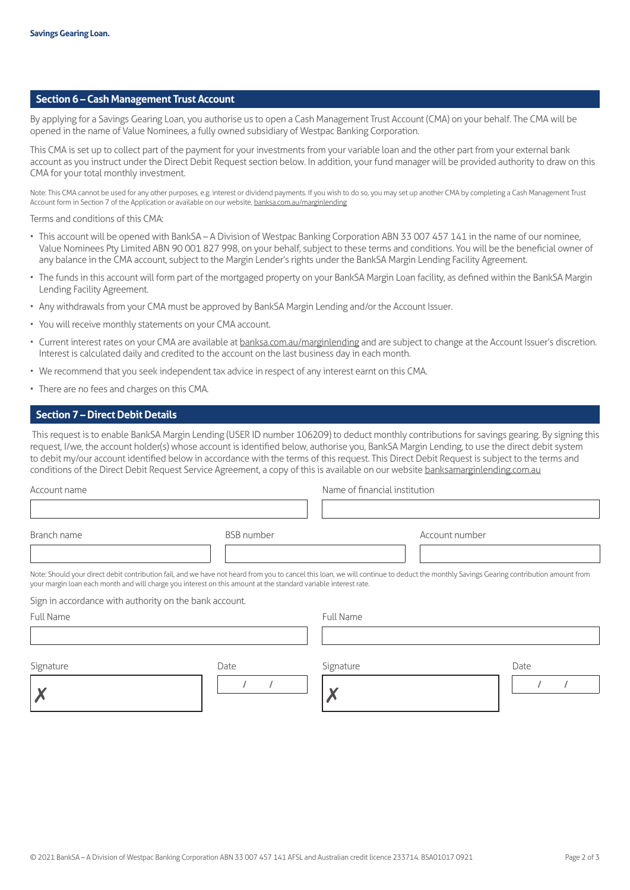## Section 6 – Cash Management Trust Account

By applying for a Savings Gearing Loan, you authorise us to open a Cash Management Trust Account (CMA) on your behalf. The CMA will be opened in the name of Value Nominees, a fully owned subsidiary of Westpac Banking Corporation.

This CMA is set up to collect part of the payment for your investments from your variable loan and the other part from your external bank account as you instruct under the Direct Debit Request section below. In addition, your fund manager will be provided authority to draw on this CMA for your total monthly investment.

Note: This CMA cannot be used for any other purposes, e.g. interest or dividend payments. If you wish to do so, you may set up another CMA by completing a Cash Management Trust Account form in Section 7 of the Application or available on our website, banksa.com.au/marginlending

Terms and conditions of this CMA:

- This account will be opened with BankSA – A Division of Westpac Banking Corporation ABN 33 007 457 141 in the name of our nominee, Value Nominees Pty Limited ABN 90 001 827 998, on your behalf, subject to these terms and conditions. You will be the beneficial owner of any balance in the CMA account, subject to the Margin Lender's rights under the BankSA Margin Lending Facility Agreement.
- The funds in this account will form part of the mortgaged property on your BankSA Margin Loan facility, as defined within the BankSA Margin Lending Facility Agreement.
- Any withdrawals from your CMA must be approved by BankSA Margin Lending and/or the Account Issuer.
- You will receive monthly statements on your CMA account.
- Current interest rates on your CMA are available at banksa.com.au/marginlending and are subject to change at the Account Issuer's discretion. Interest is calculated daily and credited to the account on the last business day in each month.
- We recommend that you seek independent tax advice in respect of any interest earnt on this CMA.
- There are no fees and charges on this CMA.

## Section 7 – Direct Debit Details

This request is to enable BankSA Margin Lending (USER ID number 106209) to deduct monthly contributions for savings gearing. By signing this request, I/we, the account holder(s) whose account is identified below, authorise you, BankSA Margin Lending, to use the direct debit system to debit my/our account identified below in accordance with the terms of this request. This Direct Debit Request is subject to the terms and conditions of the Direct Debit Request Service Agreement, a copy of this is available on our website banksamarginlending.com.au

Account name

Name of financial institution

Branch name

BSB number

Account number

Note: Should your direct debit contribution fail, and we have not heard from you to cancel this loan, we will continue to deduct the monthly Savings Gearing contribution amount from your margin loan each month and will charge you interest on this amount at the standard variable interest rate.

Sign in accordance with authority on the bank account.

Full Name

Full Name

Signature ✗

Date / /

Signature ✗

Date / /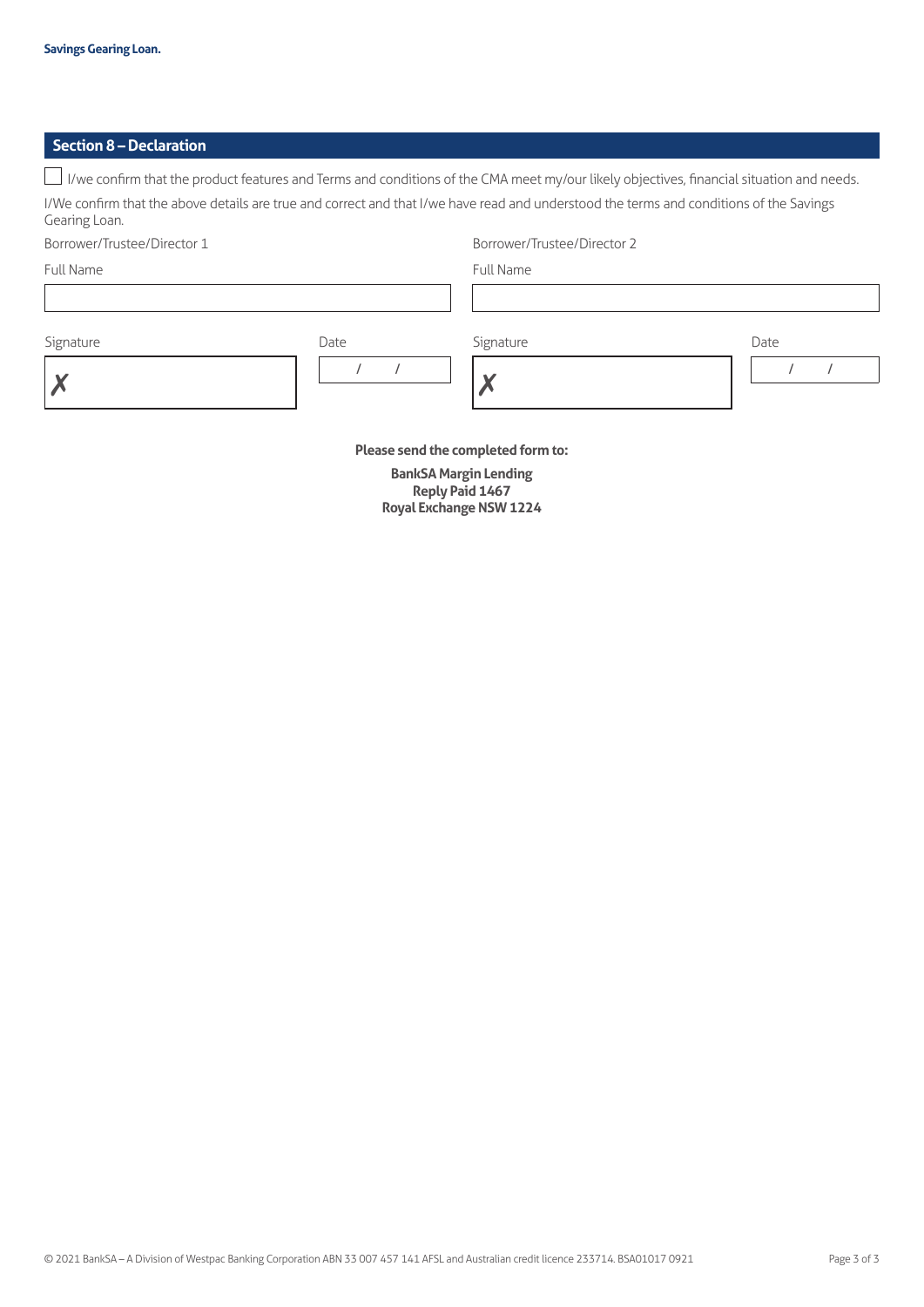## Section 8 – Declaration

☐ I/we confirm that the product features and Terms and conditions of the CMA meet my/our likely objectives, financial situation and needs.

I/We confirm that the above details are true and correct and that I/we have read and understood the terms and conditions of the Savings Gearing Loan.

| Borrower/Trustee/Director 1 | | Borrower/Trustee/Director 2 | |
| --- | --- | --- | --- |
| Full Name | | Full Name | |
| | | | |
| Signature | Date | Signature | Date |
| ✗ | / / | ✗ | / / |

**Please send the completed form to:**

**BankSA Margin Lending**
**Reply Paid 1467**
**Royal Exchange NSW 1224**

© 2021 BankSA – A Division of Westpac Banking Corporation ABN 33 007 457 141 AFSL and Australian credit licence 233714. BSA01017 0921